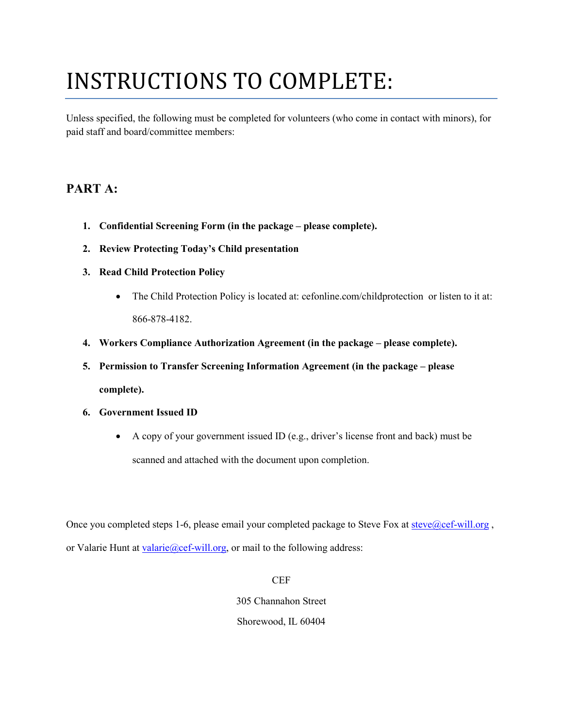# INSTRUCTIONS TO COMPLETE:

Unless specified, the following must be completed for volunteers (who come in contact with minors), for paid staff and board/committee members:

## PART A:

1. **Confidential Screening Form (in the package – please complete).**
2. **Review Protecting Today's Child presentation**
3. **Read Child Protection Policy**
   - The Child Protection Policy is located at: cefonline.com/childprotection or listen to it at: 866-878-4182.
4. **Workers Compliance Authorization Agreement (in the package – please complete).**
5. **Permission to Transfer Screening Information Agreement (in the package – please complete).**
6. **Government Issued ID**
   - A copy of your government issued ID (e.g., driver's license front and back) must be scanned and attached with the document upon completion.

Once you completed steps 1-6, please email your completed package to Steve Fox at steve@cef-will.org , or Valarie Hunt at valarie@cef-will.org, or mail to the following address:

CEF

305 Channahon Street

Shorewood, IL 60404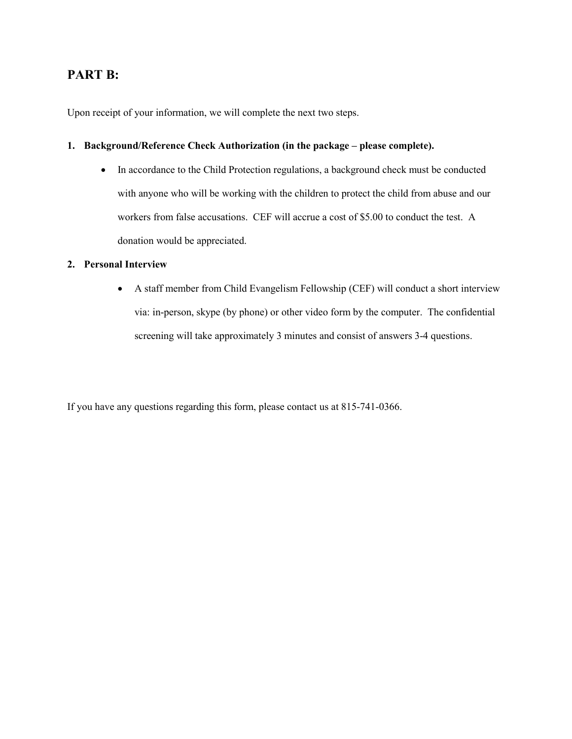## PART B:

Upon receipt of your information, we will complete the next two steps.

1. **Background/Reference Check Authorization (in the package – please complete).**
    - In accordance to the Child Protection regulations, a background check must be conducted with anyone who will be working with the children to protect the child from abuse and our workers from false accusations. CEF will accrue a cost of $5.00 to conduct the test. A donation would be appreciated.
2. **Personal Interview**
    - A staff member from Child Evangelism Fellowship (CEF) will conduct a short interview via: in-person, skype (by phone) or other video form by the computer. The confidential screening will take approximately 3 minutes and consist of answers 3-4 questions.

If you have any questions regarding this form, please contact us at 815-741-0366.